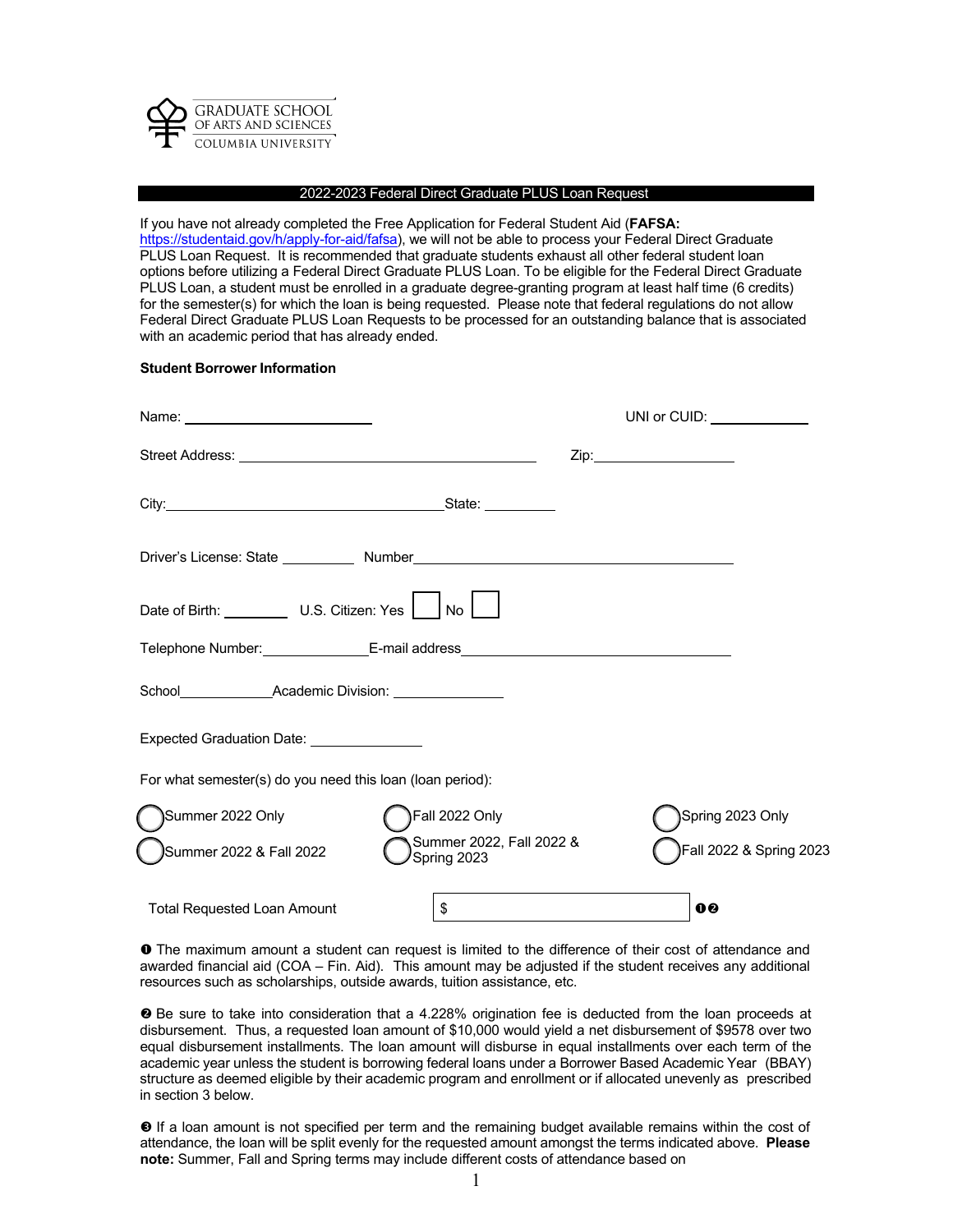GRADUATE SCHOOL
OF ARTS AND SCIENCES
COLUMBIA UNIVERSITY

## 2022-2023 Federal Direct Graduate PLUS Loan Request

If you have not already completed the Free Application for Federal Student Aid (**FAFSA:** https://studentaid.gov/h/apply-for-aid/fafsa), we will not be able to process your Federal Direct Graduate PLUS Loan Request. It is recommended that graduate students exhaust all other federal student loan options before utilizing a Federal Direct Graduate PLUS Loan. To be eligible for the Federal Direct Graduate PLUS Loan, a student must be enrolled in a graduate degree-granting program at least half time (6 credits) for the semester(s) for which the loan is being requested. Please note that federal regulations do not allow Federal Direct Graduate PLUS Loan Requests to be processed for an outstanding balance that is associated with an academic period that has already ended.

**Student Borrower Information**

Name: ______________________ UNI or CUID: ____________

Street Address: ____________________________________ Zip: ________________

City: ________________________________ State: ________

Driver's License: State ________ Number ______________________________________

Date of Birth: ________ U.S. Citizen: Yes ☐ No ☐

Telephone Number: ____________ E-mail address ________________________________

School ____________ Academic Division: ______________

Expected Graduation Date: ______________

For what semester(s) do you need this loan (loan period):

- ◯ Summer 2022 Only
- ◯ Fall 2022 Only
- ◯ Spring 2023 Only
- ◯ Summer 2022 & Fall 2022
- ◯ Summer 2022, Fall 2022 & Spring 2023
- ◯ Fall 2022 & Spring 2023

Total Requested Loan Amount $ ________________ ❶❷

❶ The maximum amount a student can request is limited to the difference of their cost of attendance and awarded financial aid (COA – Fin. Aid). This amount may be adjusted if the student receives any additional resources such as scholarships, outside awards, tuition assistance, etc.

❷ Be sure to take into consideration that a 4.228% origination fee is deducted from the loan proceeds at disbursement. Thus, a requested loan amount of $10,000 would yield a net disbursement of $9578 over two equal disbursement installments. The loan amount will disburse in equal installments over each term of the academic year unless the student is borrowing federal loans under a Borrower Based Academic Year (BBAY) structure as deemed eligible by their academic program and enrollment or if allocated unevenly as prescribed in section 3 below.

❸ If a loan amount is not specified per term and the remaining budget available remains within the cost of attendance, the loan will be split evenly for the requested amount amongst the terms indicated above. **Please note:** Summer, Fall and Spring terms may include different costs of attendance based on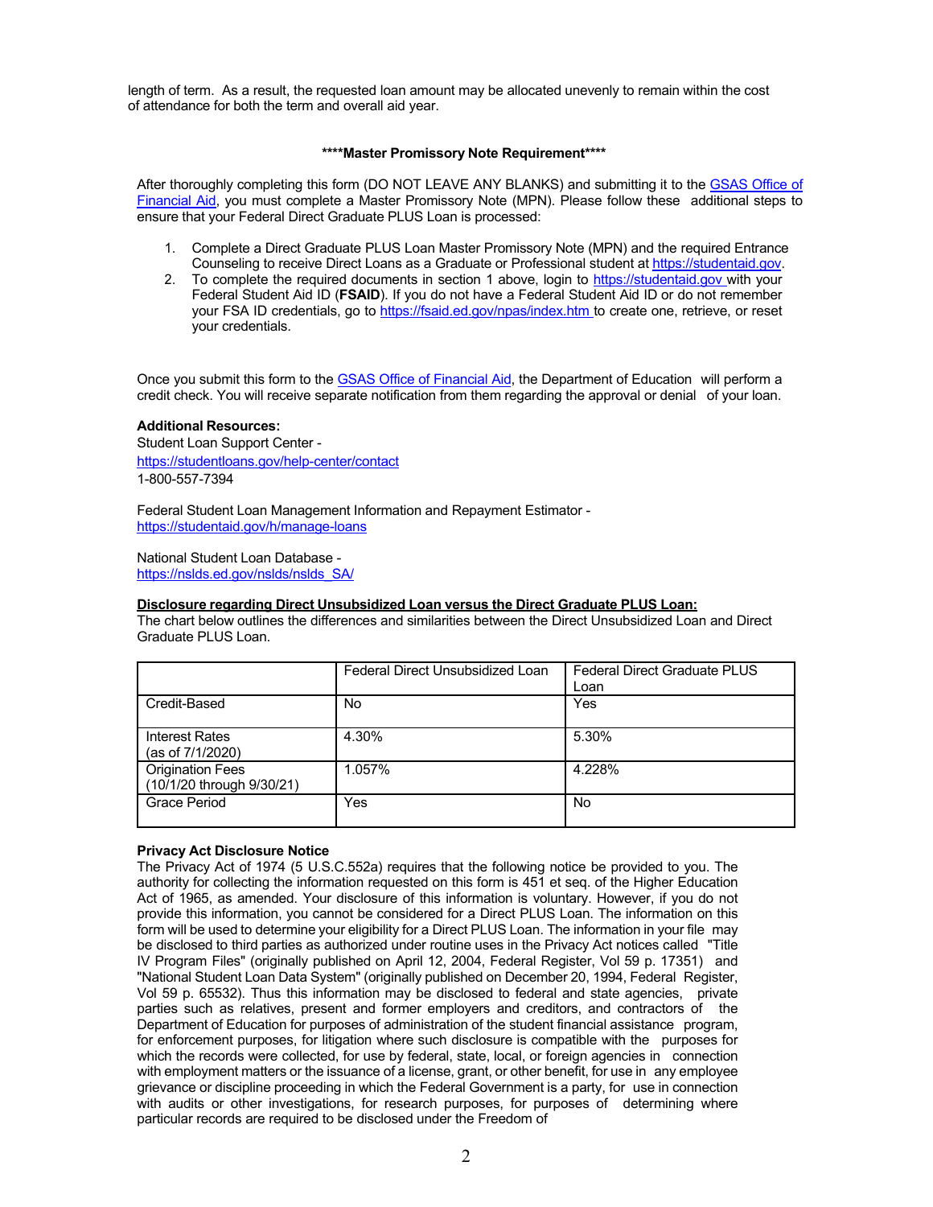length of term. As a result, the requested loan amount may be allocated unevenly to remain within the cost of attendance for both the term and overall aid year.

**\*\*\*\*Master Promissory Note Requirement\*\*\*\***

After thoroughly completing this form (DO NOT LEAVE ANY BLANKS) and submitting it to the GSAS Office of Financial Aid, you must complete a Master Promissory Note (MPN). Please follow these additional steps to ensure that your Federal Direct Graduate PLUS Loan is processed:

1. Complete a Direct Graduate PLUS Loan Master Promissory Note (MPN) and the required Entrance Counseling to receive Direct Loans as a Graduate or Professional student at https://studentaid.gov.
2. To complete the required documents in section 1 above, login to https://studentaid.gov with your Federal Student Aid ID (**FSAID**). If you do not have a Federal Student Aid ID or do not remember your FSA ID credentials, go to https://fsaid.ed.gov/npas/index.htm to create one, retrieve, or reset your credentials.

Once you submit this form to the GSAS Office of Financial Aid, the Department of Education will perform a credit check. You will receive separate notification from them regarding the approval or denial of your loan.

**Additional Resources:**
Student Loan Support Center -
https://studentloans.gov/help-center/contact
1-800-557-7394

Federal Student Loan Management Information and Repayment Estimator -
https://studentaid.gov/h/manage-loans

National Student Loan Database -
https://nslds.ed.gov/nslds/nslds_SA/

**Disclosure regarding Direct Unsubsidized Loan versus the Direct Graduate PLUS Loan:**
The chart below outlines the differences and similarities between the Direct Unsubsidized Loan and Direct Graduate PLUS Loan.

| | Federal Direct Unsubsidized Loan | Federal Direct Graduate PLUS Loan |
|---|---|---|
| Credit-Based | No | Yes |
| Interest Rates (as of 7/1/2020) | 4.30% | 5.30% |
| Origination Fees (10/1/20 through 9/30/21) | 1.057% | 4.228% |
| Grace Period | Yes | No |

**Privacy Act Disclosure Notice**
The Privacy Act of 1974 (5 U.S.C.552a) requires that the following notice be provided to you. The authority for collecting the information requested on this form is 451 et seq. of the Higher Education Act of 1965, as amended. Your disclosure of this information is voluntary. However, if you do not provide this information, you cannot be considered for a Direct PLUS Loan. The information on this form will be used to determine your eligibility for a Direct PLUS Loan. The information in your file may be disclosed to third parties as authorized under routine uses in the Privacy Act notices called "Title IV Program Files" (originally published on April 12, 2004, Federal Register, Vol 59 p. 17351) and "National Student Loan Data System" (originally published on December 20, 1994, Federal Register, Vol 59 p. 65532). Thus this information may be disclosed to federal and state agencies, private parties such as relatives, present and former employers and creditors, and contractors of the Department of Education for purposes of administration of the student financial assistance program, for enforcement purposes, for litigation where such disclosure is compatible with the purposes for which the records were collected, for use by federal, state, local, or foreign agencies in connection with employment matters or the issuance of a license, grant, or other benefit, for use in any employee grievance or discipline proceeding in which the Federal Government is a party, for use in connection with audits or other investigations, for research purposes, for purposes of determining where particular records are required to be disclosed under the Freedom of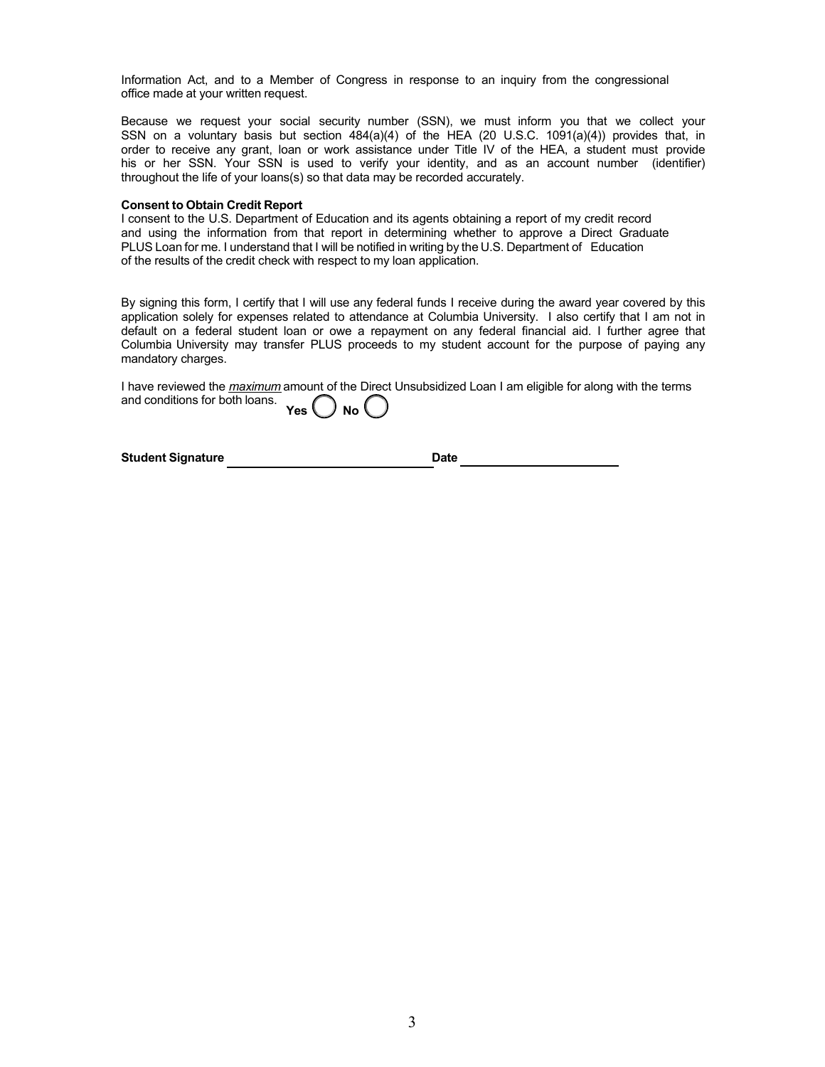Information Act, and to a Member of Congress in response to an inquiry from the congressional office made at your written request.

Because we request your social security number (SSN), we must inform you that we collect your SSN on a voluntary basis but section 484(a)(4) of the HEA (20 U.S.C. 1091(a)(4)) provides that, in order to receive any grant, loan or work assistance under Title IV of the HEA, a student must provide his or her SSN. Your SSN is used to verify your identity, and as an account number (identifier) throughout the life of your loans(s) so that data may be recorded accurately.

**Consent to Obtain Credit Report**
I consent to the U.S. Department of Education and its agents obtaining a report of my credit record and using the information from that report in determining whether to approve a Direct Graduate PLUS Loan for me. I understand that I will be notified in writing by the U.S. Department of Education of the results of the credit check with respect to my loan application.

By signing this form, I certify that I will use any federal funds I receive during the award year covered by this application solely for expenses related to attendance at Columbia University. I also certify that I am not in default on a federal student loan or owe a repayment on any federal financial aid. I further agree that Columbia University may transfer PLUS proceeds to my student account for the purpose of paying any mandatory charges.

I have reviewed the ***maximum*** amount of the Direct Unsubsidized Loan I am eligible for along with the terms and conditions for both loans. **Yes** ◯ **No** ◯

**Student Signature** ______________________________ **Date** ________________________